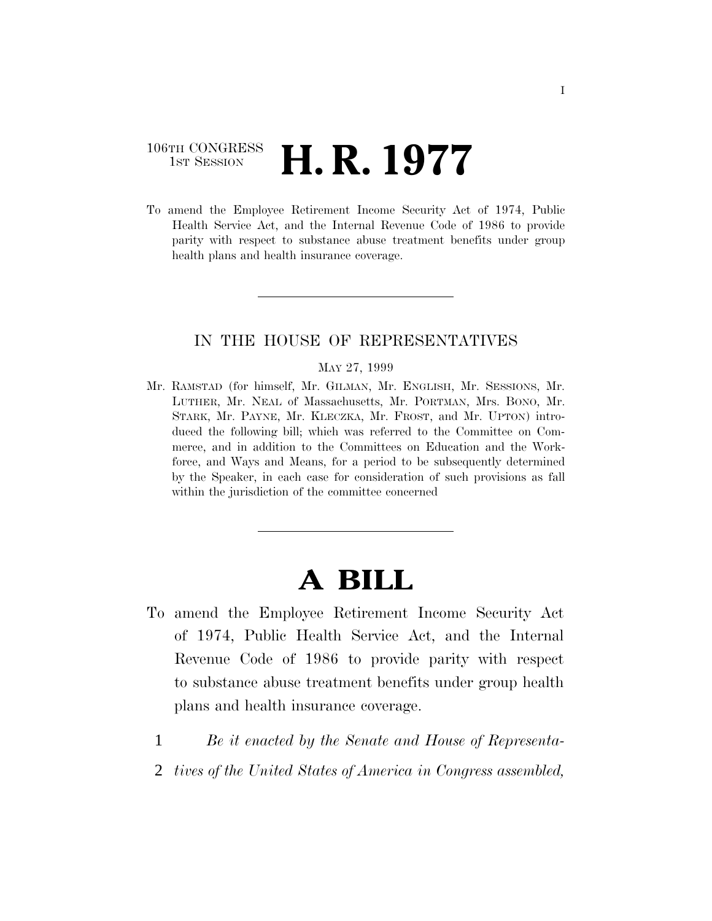106TH CONGRESS
1ST SESSION

# H. R. 1977

To amend the Employee Retirement Income Security Act of 1974, Public Health Service Act, and the Internal Revenue Code of 1986 to provide parity with respect to substance abuse treatment benefits under group health plans and health insurance coverage.

---

IN THE HOUSE OF REPRESENTATIVES

MAY 27, 1999

Mr. RAMSTAD (for himself, Mr. GILMAN, Mr. ENGLISH, Mr. SESSIONS, Mr. LUTHER, Mr. NEAL of Massachusetts, Mr. PORTMAN, Mrs. BONO, Mr. STARK, Mr. PAYNE, Mr. KLECZKA, Mr. FROST, and Mr. UPTON) introduced the following bill; which was referred to the Committee on Commerce, and in addition to the Committees on Education and the Workforce, and Ways and Means, for a period to be subsequently determined by the Speaker, in each case for consideration of such provisions as fall within the jurisdiction of the committee concerned

---

# A BILL

To amend the Employee Retirement Income Security Act of 1974, Public Health Service Act, and the Internal Revenue Code of 1986 to provide parity with respect to substance abuse treatment benefits under group health plans and health insurance coverage.

1 *Be it enacted by the Senate and House of Representa-*
2 *tives of the United States of America in Congress assembled,*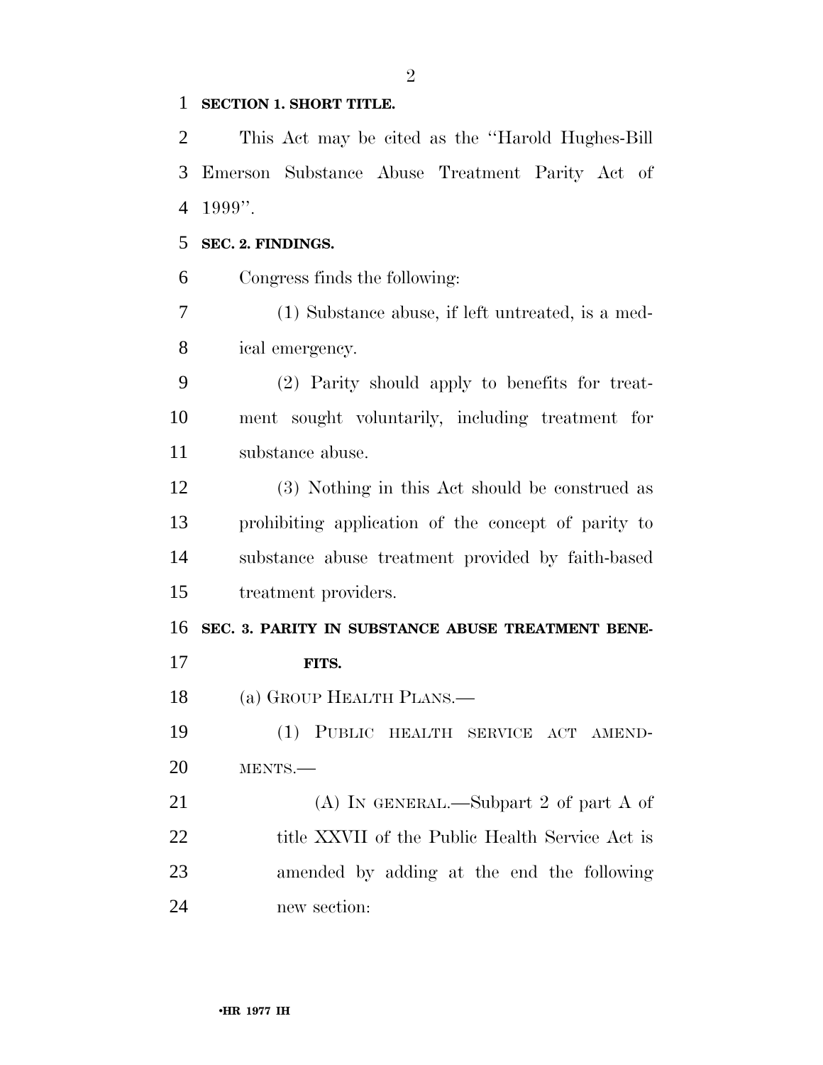**SECTION 1. SHORT TITLE.**

This Act may be cited as the ''Harold Hughes-Bill Emerson Substance Abuse Treatment Parity Act of 1999''.

**SEC. 2. FINDINGS.**

Congress finds the following:

(1) Substance abuse, if left untreated, is a medical emergency.

(2) Parity should apply to benefits for treatment sought voluntarily, including treatment for substance abuse.

(3) Nothing in this Act should be construed as prohibiting application of the concept of parity to substance abuse treatment provided by faith-based treatment providers.

**SEC. 3. PARITY IN SUBSTANCE ABUSE TREATMENT BENEFITS.**

(a) GROUP HEALTH PLANS.—

(1) PUBLIC HEALTH SERVICE ACT AMENDMENTS.—

(A) IN GENERAL.—Subpart 2 of part A of title XXVII of the Public Health Service Act is amended by adding at the end the following new section: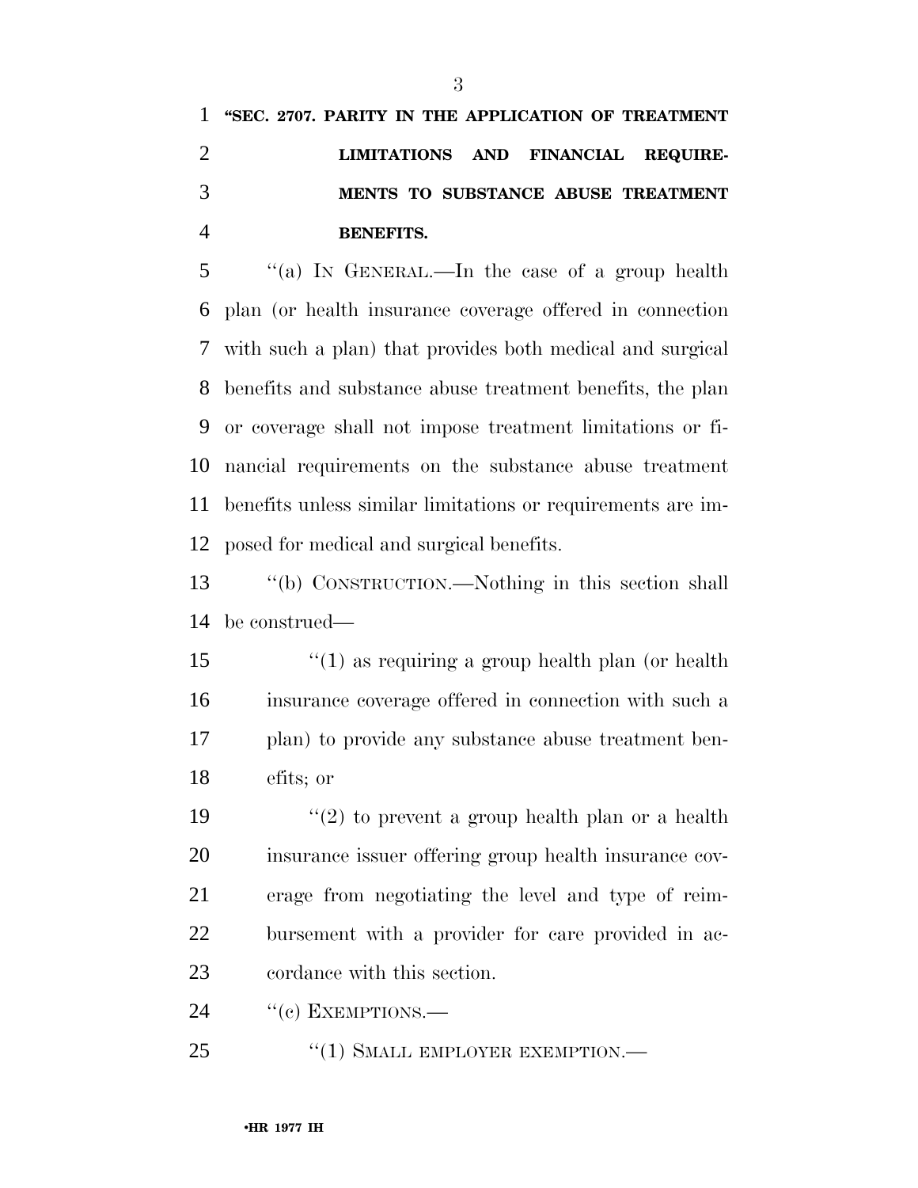**"SEC. 2707. PARITY IN THE APPLICATION OF TREATMENT LIMITATIONS AND FINANCIAL REQUIREMENTS TO SUBSTANCE ABUSE TREATMENT BENEFITS.**

"(a) IN GENERAL.—In the case of a group health plan (or health insurance coverage offered in connection with such a plan) that provides both medical and surgical benefits and substance abuse treatment benefits, the plan or coverage shall not impose treatment limitations or financial requirements on the substance abuse treatment benefits unless similar limitations or requirements are imposed for medical and surgical benefits.

"(b) CONSTRUCTION.—Nothing in this section shall be construed—

"(1) as requiring a group health plan (or health insurance coverage offered in connection with such a plan) to provide any substance abuse treatment benefits; or

"(2) to prevent a group health plan or a health insurance issuer offering group health insurance coverage from negotiating the level and type of reimbursement with a provider for care provided in accordance with this section.

"(c) EXEMPTIONS.—

"(1) SMALL EMPLOYER EXEMPTION.—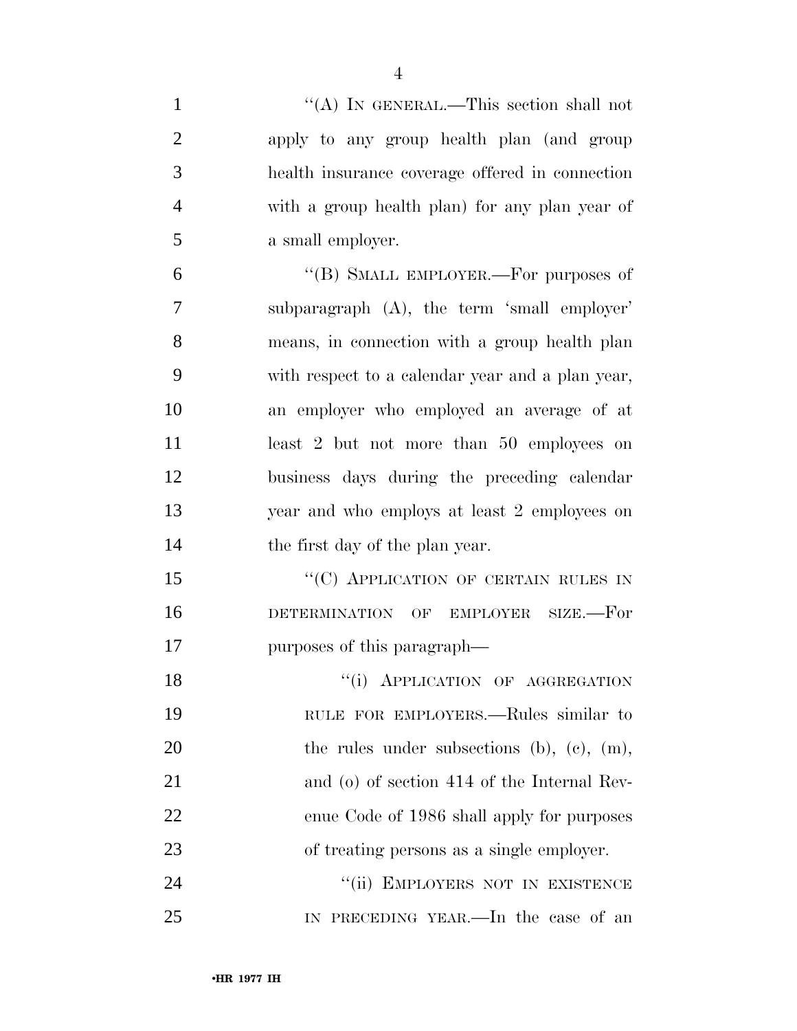"(A) IN GENERAL.—This section shall not apply to any group health plan (and group health insurance coverage offered in connection with a group health plan) for any plan year of a small employer.

"(B) SMALL EMPLOYER.—For purposes of subparagraph (A), the term 'small employer' means, in connection with a group health plan with respect to a calendar year and a plan year, an employer who employed an average of at least 2 but not more than 50 employees on business days during the preceding calendar year and who employs at least 2 employees on the first day of the plan year.

"(C) APPLICATION OF CERTAIN RULES IN DETERMINATION OF EMPLOYER SIZE.—For purposes of this paragraph—

"(i) APPLICATION OF AGGREGATION RULE FOR EMPLOYERS.—Rules similar to the rules under subsections (b), (c), (m), and (o) of section 414 of the Internal Revenue Code of 1986 shall apply for purposes of treating persons as a single employer.

"(ii) EMPLOYERS NOT IN EXISTENCE IN PRECEDING YEAR.—In the case of an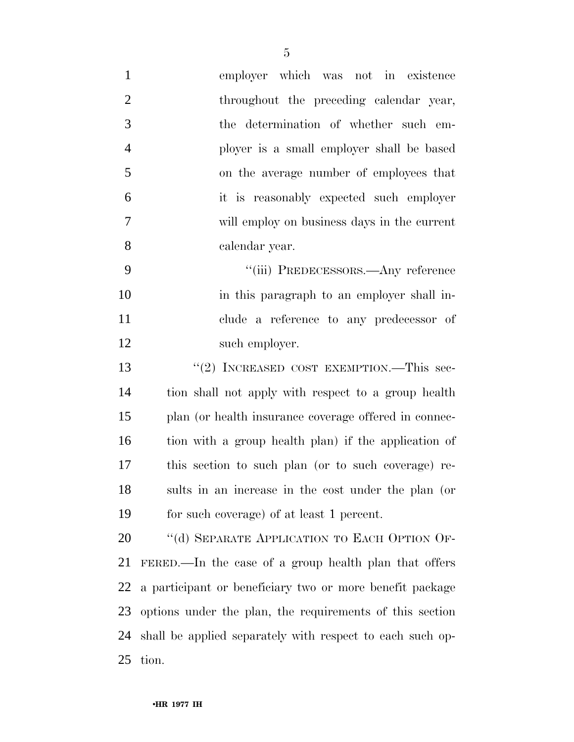employer which was not in existence throughout the preceding calendar year, the determination of whether such employer is a small employer shall be based on the average number of employees that it is reasonably expected such employer will employ on business days in the current calendar year.

"(iii) PREDECESSORS.—Any reference in this paragraph to an employer shall include a reference to any predecessor of such employer.

"(2) INCREASED COST EXEMPTION.—This section shall not apply with respect to a group health plan (or health insurance coverage offered in connection with a group health plan) if the application of this section to such plan (or to such coverage) results in an increase in the cost under the plan (or for such coverage) of at least 1 percent.

"(d) SEPARATE APPLICATION TO EACH OPTION OFFERED.—In the case of a group health plan that offers a participant or beneficiary two or more benefit package options under the plan, the requirements of this section shall be applied separately with respect to each such option.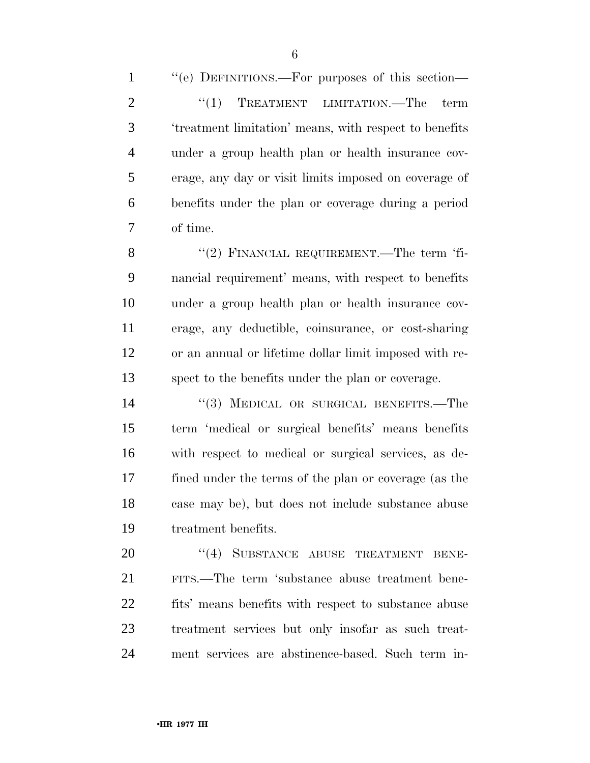''(e) DEFINITIONS.—For purposes of this section—

''(1) TREATMENT LIMITATION.—The term 'treatment limitation' means, with respect to benefits under a group health plan or health insurance coverage, any day or visit limits imposed on coverage of benefits under the plan or coverage during a period of time.

''(2) FINANCIAL REQUIREMENT.—The term 'financial requirement' means, with respect to benefits under a group health plan or health insurance coverage, any deductible, coinsurance, or cost-sharing or an annual or lifetime dollar limit imposed with respect to the benefits under the plan or coverage.

''(3) MEDICAL OR SURGICAL BENEFITS.—The term 'medical or surgical benefits' means benefits with respect to medical or surgical services, as defined under the terms of the plan or coverage (as the case may be), but does not include substance abuse treatment benefits.

''(4) SUBSTANCE ABUSE TREATMENT BENEFITS.—The term 'substance abuse treatment benefits' means benefits with respect to substance abuse treatment services but only insofar as such treatment services are abstinence-based. Such term in-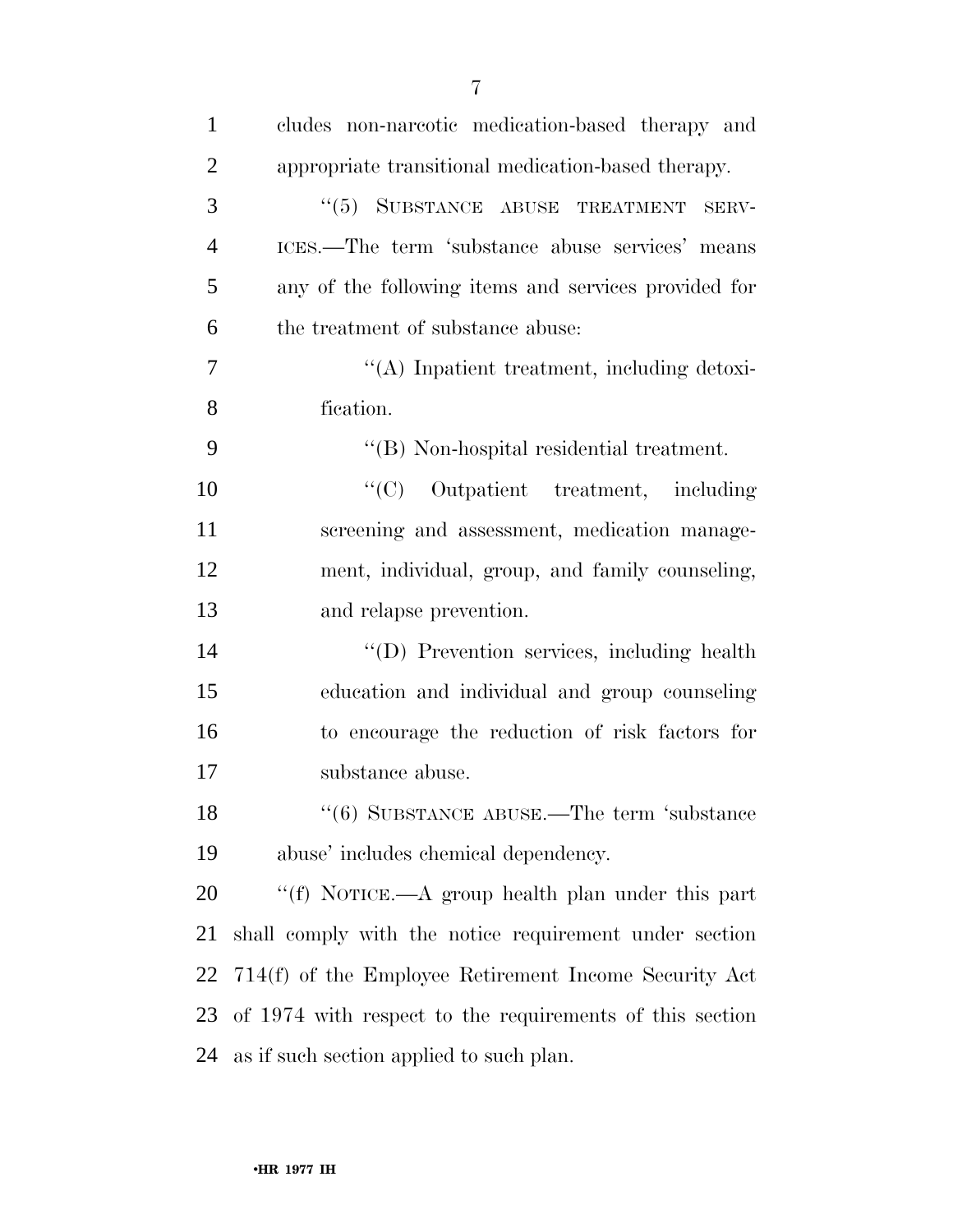cludes non-narcotic medication-based therapy and appropriate transitional medication-based therapy.

"(5) SUBSTANCE ABUSE TREATMENT SERVICES.—The term 'substance abuse services' means any of the following items and services provided for the treatment of substance abuse:

"(A) Inpatient treatment, including detoxification.

"(B) Non-hospital residential treatment.

"(C) Outpatient treatment, including screening and assessment, medication management, individual, group, and family counseling, and relapse prevention.

"(D) Prevention services, including health education and individual and group counseling to encourage the reduction of risk factors for substance abuse.

"(6) SUBSTANCE ABUSE.—The term 'substance abuse' includes chemical dependency.

"(f) NOTICE.—A group health plan under this part shall comply with the notice requirement under section 714(f) of the Employee Retirement Income Security Act of 1974 with respect to the requirements of this section as if such section applied to such plan.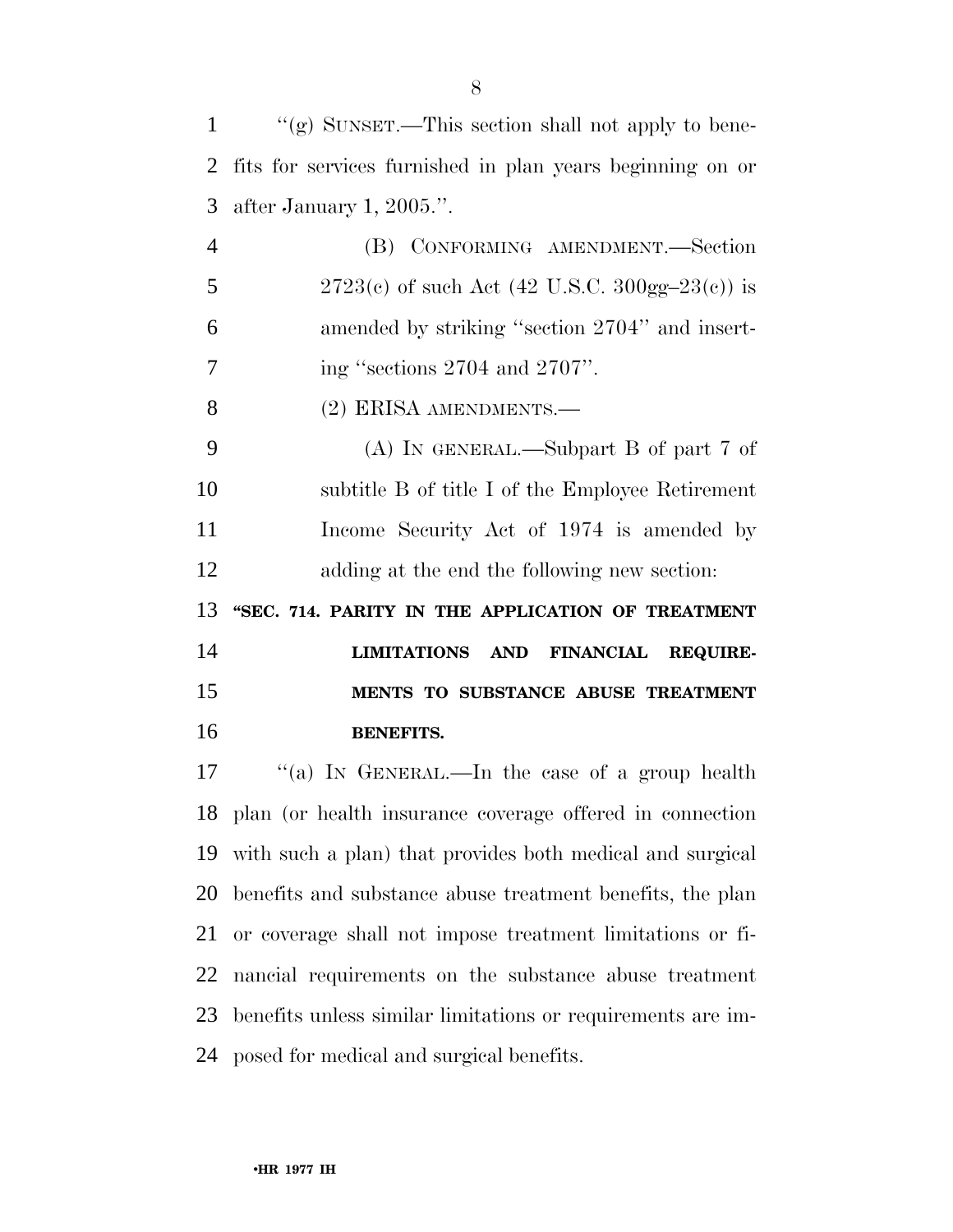"(g) SUNSET.—This section shall not apply to benefits for services furnished in plan years beginning on or after January 1, 2005.".

(B) CONFORMING AMENDMENT.—Section 2723(c) of such Act (42 U.S.C. 300gg–23(c)) is amended by striking "section 2704" and inserting "sections 2704 and 2707".

(2) ERISA AMENDMENTS.—

(A) IN GENERAL.—Subpart B of part 7 of subtitle B of title I of the Employee Retirement Income Security Act of 1974 is amended by adding at the end the following new section:

**"SEC. 714. PARITY IN THE APPLICATION OF TREATMENT LIMITATIONS AND FINANCIAL REQUIREMENTS TO SUBSTANCE ABUSE TREATMENT BENEFITS.**

"(a) IN GENERAL.—In the case of a group health plan (or health insurance coverage offered in connection with such a plan) that provides both medical and surgical benefits and substance abuse treatment benefits, the plan or coverage shall not impose treatment limitations or financial requirements on the substance abuse treatment benefits unless similar limitations or requirements are imposed for medical and surgical benefits.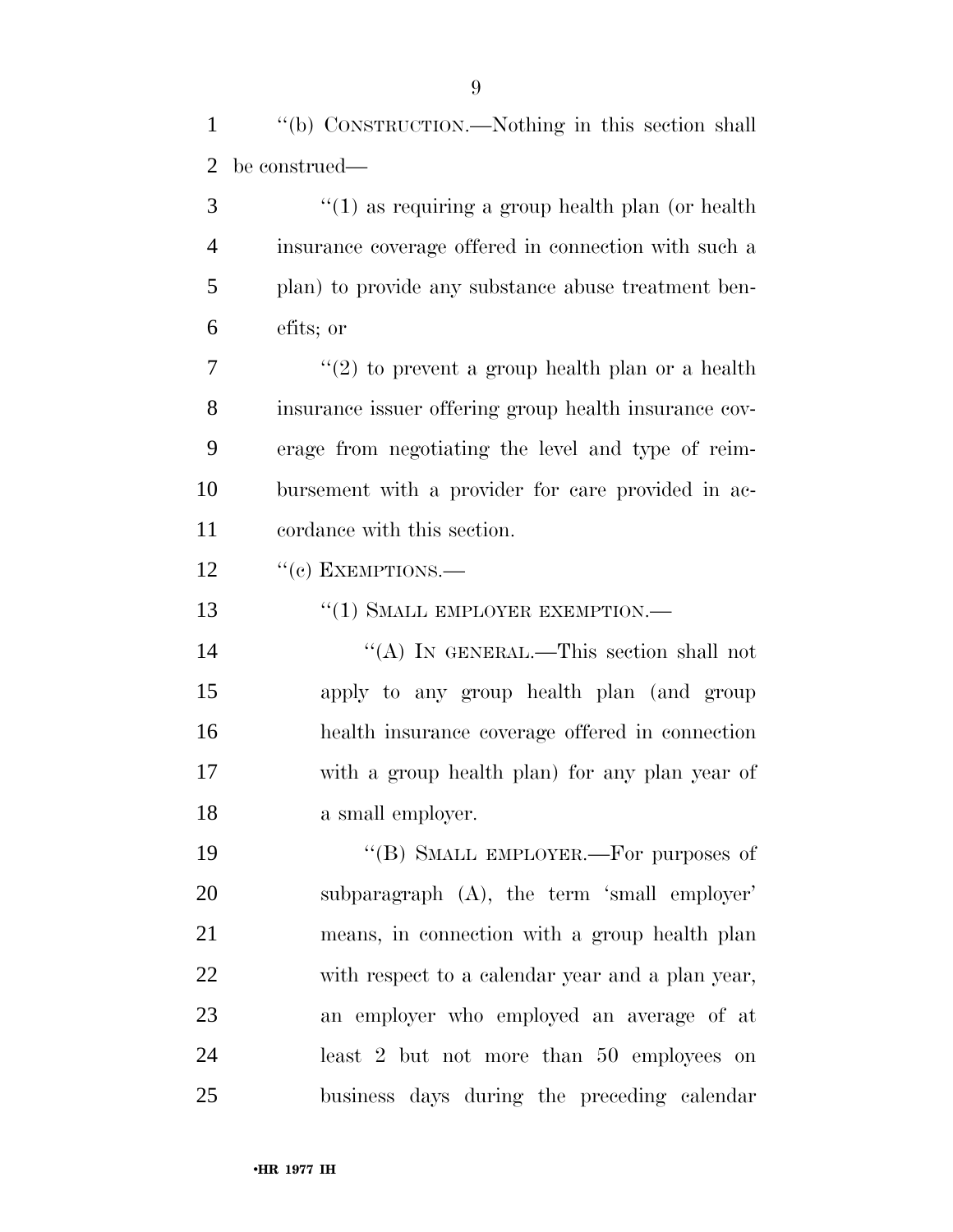"(b) CONSTRUCTION.—Nothing in this section shall be construed—

"(1) as requiring a group health plan (or health insurance coverage offered in connection with such a plan) to provide any substance abuse treatment benefits; or

"(2) to prevent a group health plan or a health insurance issuer offering group health insurance coverage from negotiating the level and type of reimbursement with a provider for care provided in accordance with this section.

"(c) EXEMPTIONS.—

"(1) SMALL EMPLOYER EXEMPTION.—

"(A) IN GENERAL.—This section shall not apply to any group health plan (and group health insurance coverage offered in connection with a group health plan) for any plan year of a small employer.

"(B) SMALL EMPLOYER.—For purposes of subparagraph (A), the term 'small employer' means, in connection with a group health plan with respect to a calendar year and a plan year, an employer who employed an average of at least 2 but not more than 50 employees on business days during the preceding calendar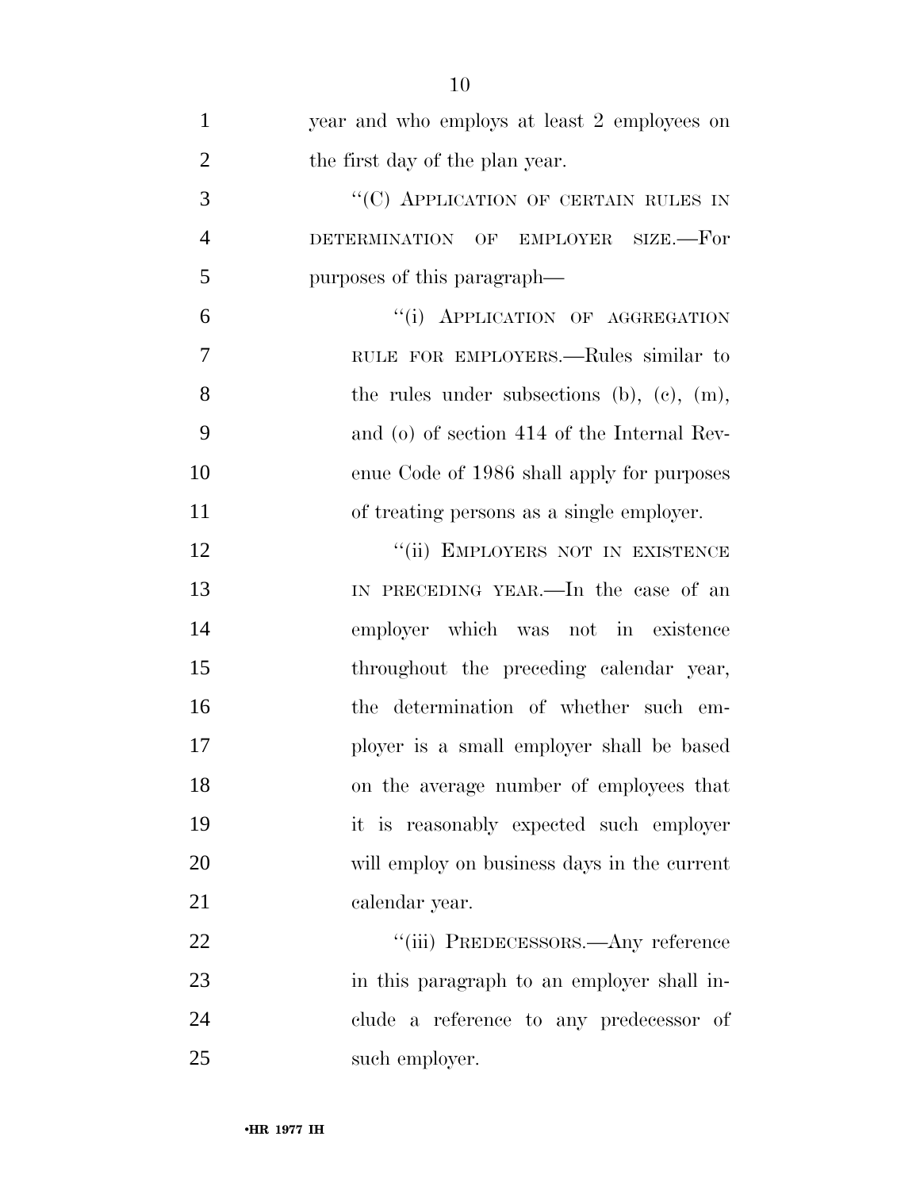year and who employs at least 2 employees on the first day of the plan year.

"(C) APPLICATION OF CERTAIN RULES IN DETERMINATION OF EMPLOYER SIZE.—For purposes of this paragraph—

"(i) APPLICATION OF AGGREGATION RULE FOR EMPLOYERS.—Rules similar to the rules under subsections (b), (c), (m), and (o) of section 414 of the Internal Revenue Code of 1986 shall apply for purposes of treating persons as a single employer.

"(ii) EMPLOYERS NOT IN EXISTENCE IN PRECEDING YEAR.—In the case of an employer which was not in existence throughout the preceding calendar year, the determination of whether such employer is a small employer shall be based on the average number of employees that it is reasonably expected such employer will employ on business days in the current calendar year.

"(iii) PREDECESSORS.—Any reference in this paragraph to an employer shall include a reference to any predecessor of such employer.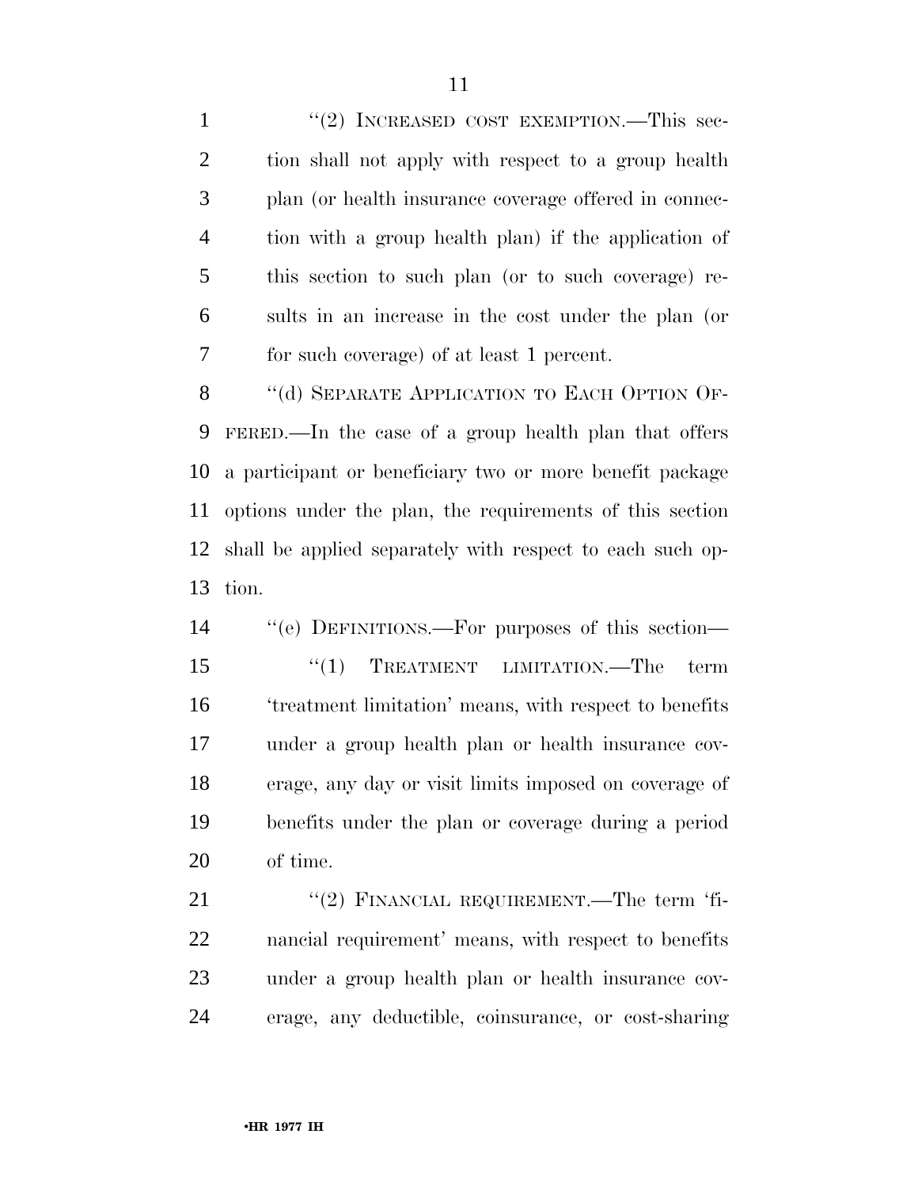"(2) INCREASED COST EXEMPTION.—This section shall not apply with respect to a group health plan (or health insurance coverage offered in connection with a group health plan) if the application of this section to such plan (or to such coverage) results in an increase in the cost under the plan (or for such coverage) of at least 1 percent.

"(d) SEPARATE APPLICATION TO EACH OPTION OFFERED.—In the case of a group health plan that offers a participant or beneficiary two or more benefit package options under the plan, the requirements of this section shall be applied separately with respect to each such option.

"(e) DEFINITIONS.—For purposes of this section—

"(1) TREATMENT LIMITATION.—The term 'treatment limitation' means, with respect to benefits under a group health plan or health insurance coverage, any day or visit limits imposed on coverage of benefits under the plan or coverage during a period of time.

"(2) FINANCIAL REQUIREMENT.—The term 'financial requirement' means, with respect to benefits under a group health plan or health insurance coverage, any deductible, coinsurance, or cost-sharing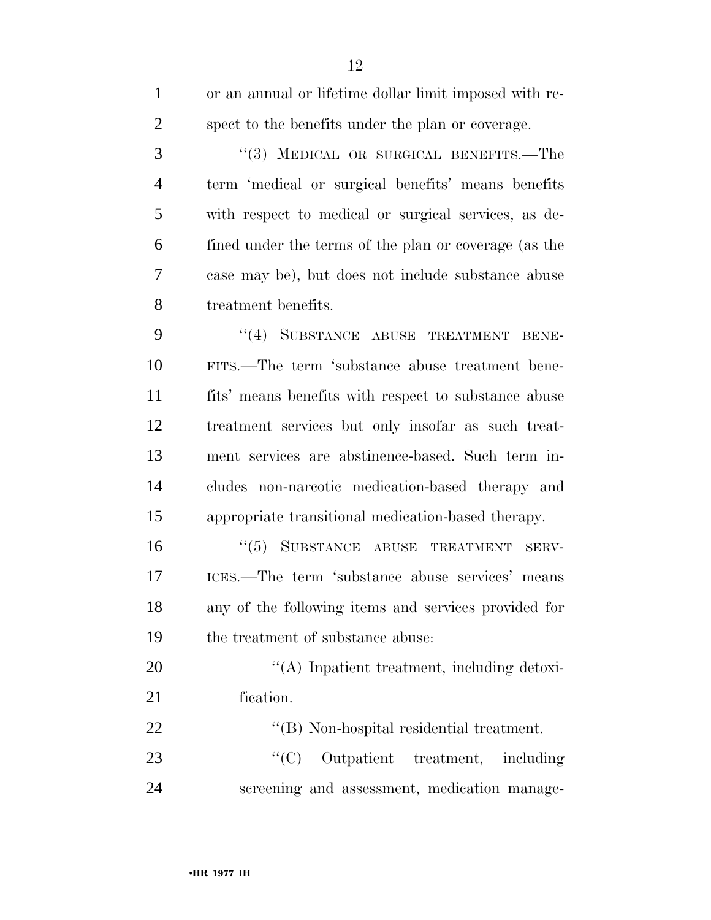or an annual or lifetime dollar limit imposed with respect to the benefits under the plan or coverage.

"(3) MEDICAL OR SURGICAL BENEFITS.—The term 'medical or surgical benefits' means benefits with respect to medical or surgical services, as defined under the terms of the plan or coverage (as the case may be), but does not include substance abuse treatment benefits.

"(4) SUBSTANCE ABUSE TREATMENT BENEFITS.—The term 'substance abuse treatment benefits' means benefits with respect to substance abuse treatment services but only insofar as such treatment services are abstinence-based. Such term includes non-narcotic medication-based therapy and appropriate transitional medication-based therapy.

"(5) SUBSTANCE ABUSE TREATMENT SERVICES.—The term 'substance abuse services' means any of the following items and services provided for the treatment of substance abuse:

"(A) Inpatient treatment, including detoxification.

"(B) Non-hospital residential treatment.

"(C) Outpatient treatment, including screening and assessment, medication manage-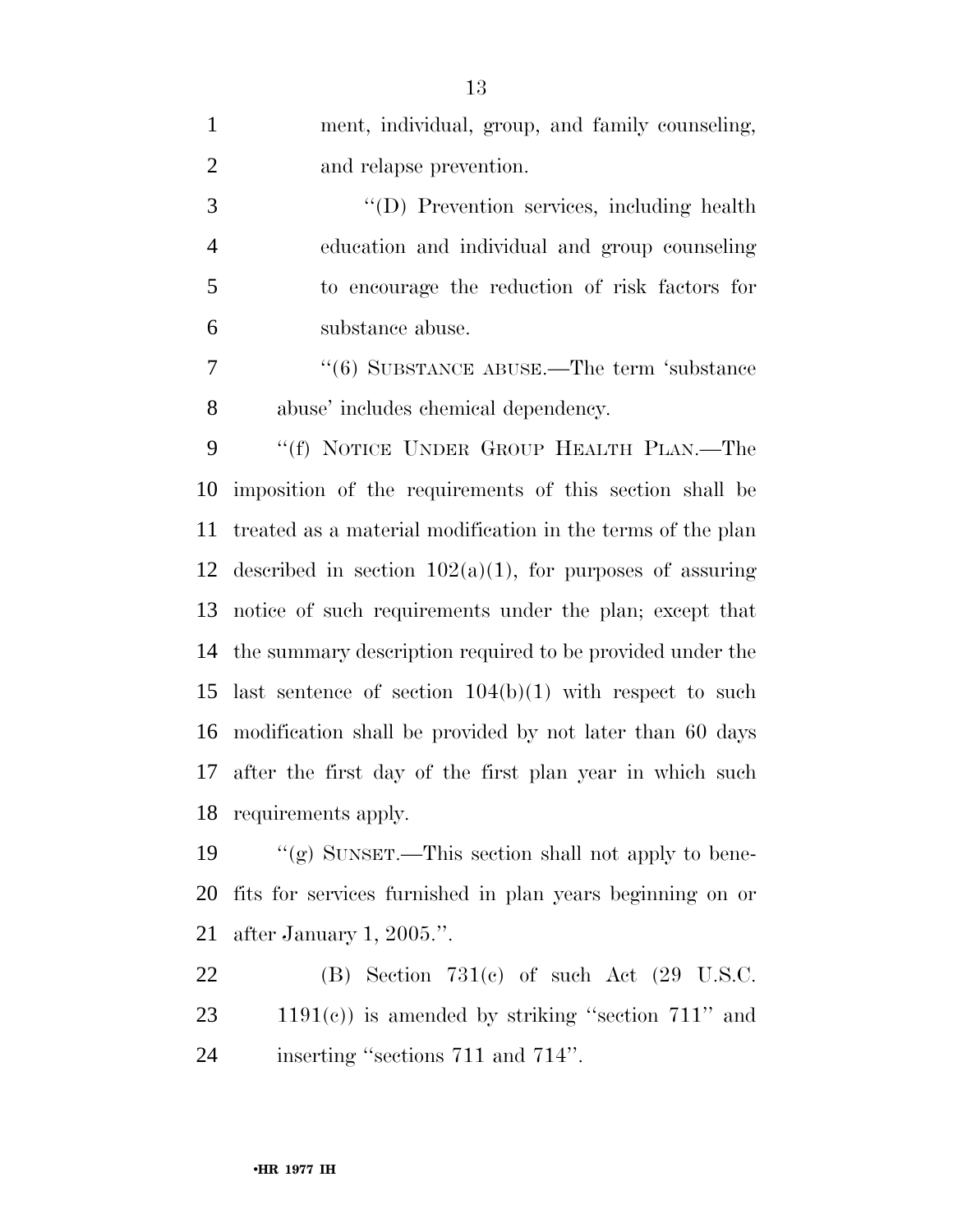ment, individual, group, and family counseling, and relapse prevention.

''(D) Prevention services, including health education and individual and group counseling to encourage the reduction of risk factors for substance abuse.

''(6) SUBSTANCE ABUSE.—The term 'substance abuse' includes chemical dependency.

''(f) NOTICE UNDER GROUP HEALTH PLAN.—The imposition of the requirements of this section shall be treated as a material modification in the terms of the plan described in section 102(a)(1), for purposes of assuring notice of such requirements under the plan; except that the summary description required to be provided under the last sentence of section 104(b)(1) with respect to such modification shall be provided by not later than 60 days after the first day of the first plan year in which such requirements apply.

''(g) SUNSET.—This section shall not apply to benefits for services furnished in plan years beginning on or after January 1, 2005.''.

(B) Section 731(c) of such Act (29 U.S.C. 1191(c)) is amended by striking ''section 711'' and inserting ''sections 711 and 714''.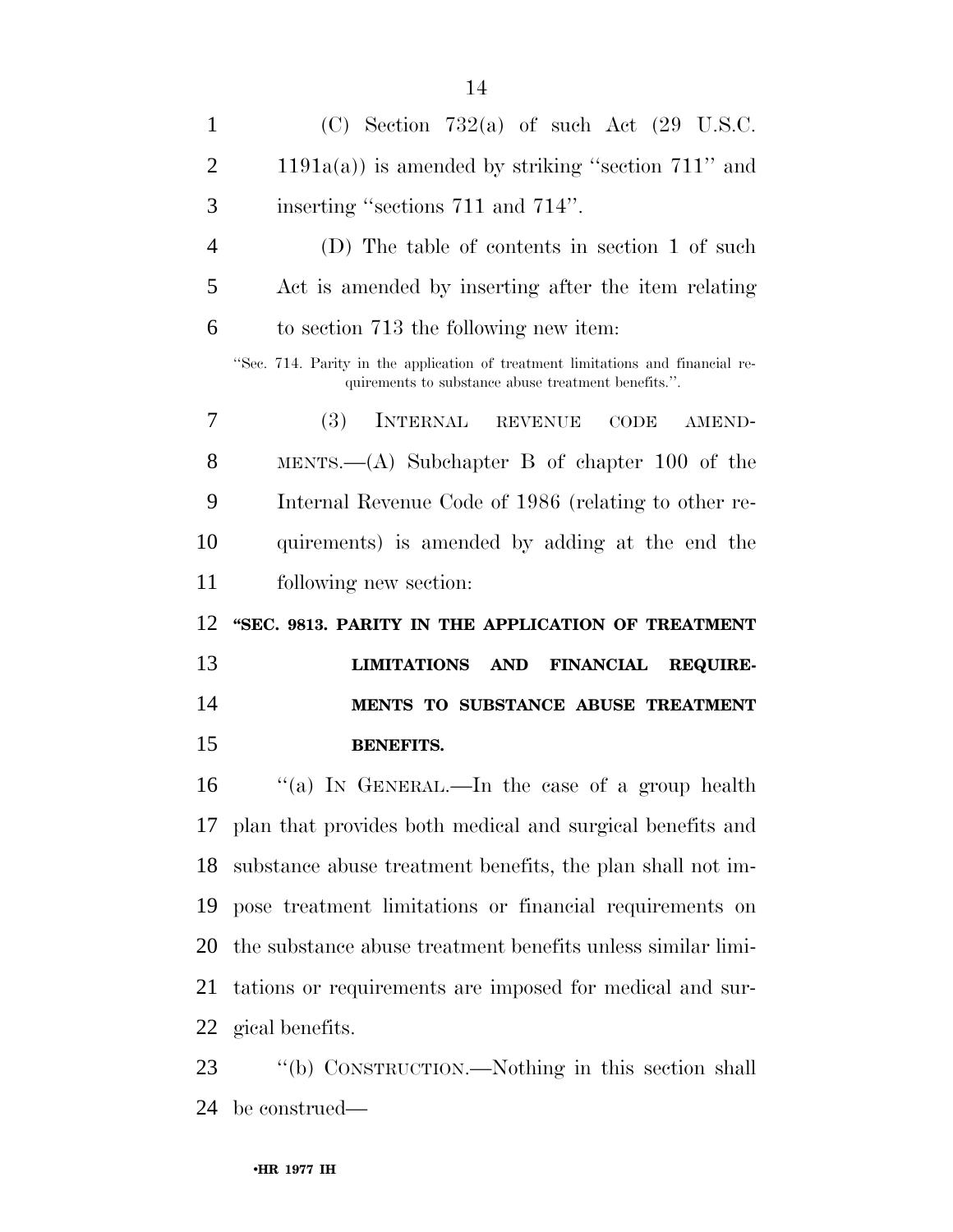(C) Section 732(a) of such Act (29 U.S.C. 1191a(a)) is amended by striking "section 711" and inserting "sections 711 and 714".

(D) The table of contents in section 1 of such Act is amended by inserting after the item relating to section 713 the following new item:

"Sec. 714. Parity in the application of treatment limitations and financial requirements to substance abuse treatment benefits.".

(3) INTERNAL REVENUE CODE AMENDMENTS.—(A) Subchapter B of chapter 100 of the Internal Revenue Code of 1986 (relating to other requirements) is amended by adding at the end the following new section:

**"SEC. 9813. PARITY IN THE APPLICATION OF TREATMENT LIMITATIONS AND FINANCIAL REQUIREMENTS TO SUBSTANCE ABUSE TREATMENT BENEFITS.**

"(a) IN GENERAL.—In the case of a group health plan that provides both medical and surgical benefits and substance abuse treatment benefits, the plan shall not impose treatment limitations or financial requirements on the substance abuse treatment benefits unless similar limitations or requirements are imposed for medical and surgical benefits.

"(b) CONSTRUCTION.—Nothing in this section shall be construed—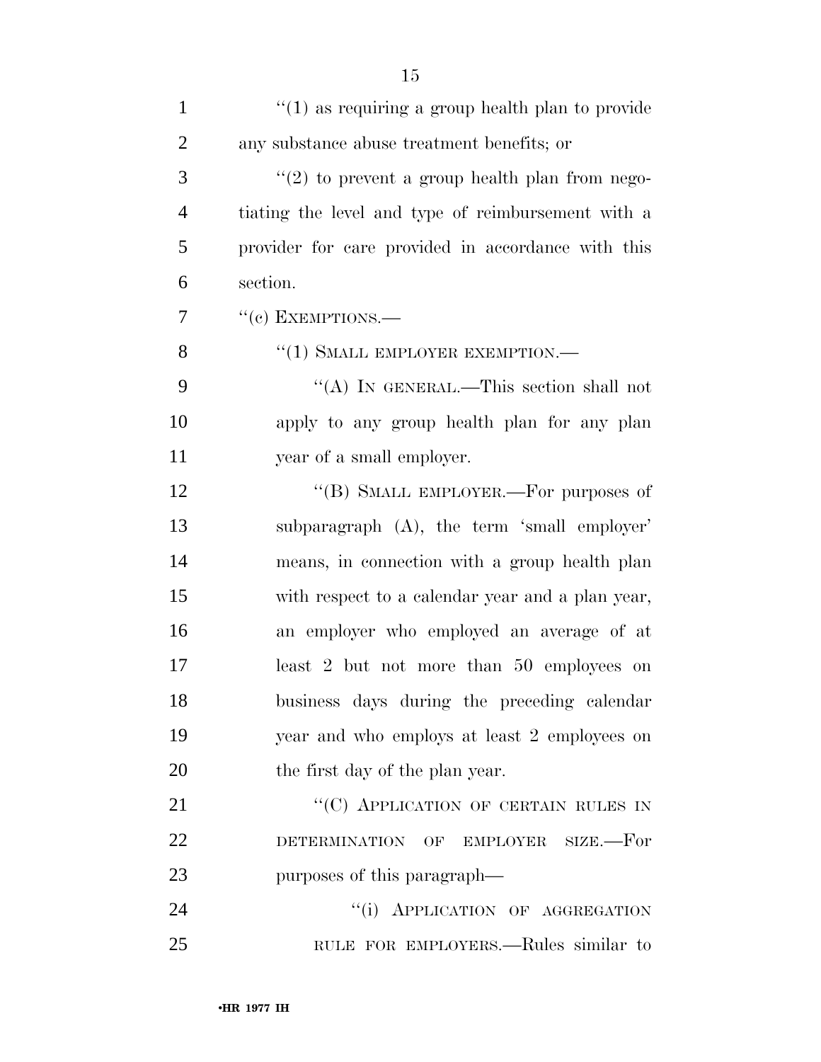''(1) as requiring a group health plan to provide any substance abuse treatment benefits; or

''(2) to prevent a group health plan from negotiating the level and type of reimbursement with a provider for care provided in accordance with this section.

''(c) EXEMPTIONS.—

''(1) SMALL EMPLOYER EXEMPTION.—

''(A) IN GENERAL.—This section shall not apply to any group health plan for any plan year of a small employer.

''(B) SMALL EMPLOYER.—For purposes of subparagraph (A), the term 'small employer' means, in connection with a group health plan with respect to a calendar year and a plan year, an employer who employed an average of at least 2 but not more than 50 employees on business days during the preceding calendar year and who employs at least 2 employees on the first day of the plan year.

''(C) APPLICATION OF CERTAIN RULES IN DETERMINATION OF EMPLOYER SIZE.—For purposes of this paragraph—

''(i) APPLICATION OF AGGREGATION RULE FOR EMPLOYERS.—Rules similar to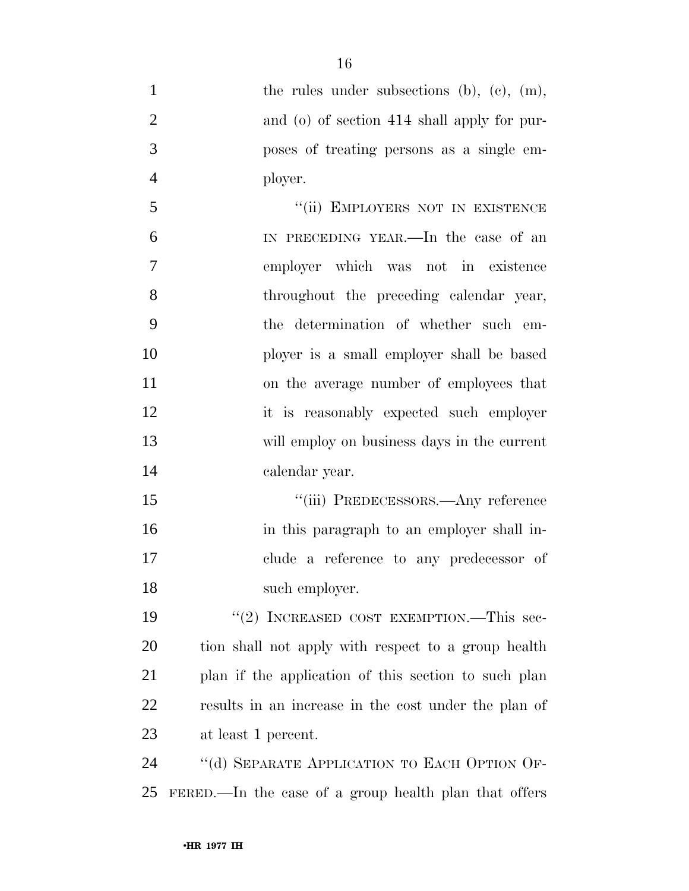the rules under subsections (b), (c), (m), and (o) of section 414 shall apply for purposes of treating persons as a single employer.

"(ii) EMPLOYERS NOT IN EXISTENCE IN PRECEDING YEAR.—In the case of an employer which was not in existence throughout the preceding calendar year, the determination of whether such employer is a small employer shall be based on the average number of employees that it is reasonably expected such employer will employ on business days in the current calendar year.

"(iii) PREDECESSORS.—Any reference in this paragraph to an employer shall include a reference to any predecessor of such employer.

"(2) INCREASED COST EXEMPTION.—This section shall not apply with respect to a group health plan if the application of this section to such plan results in an increase in the cost under the plan of at least 1 percent.

"(d) SEPARATE APPLICATION TO EACH OPTION OFFERED.—In the case of a group health plan that offers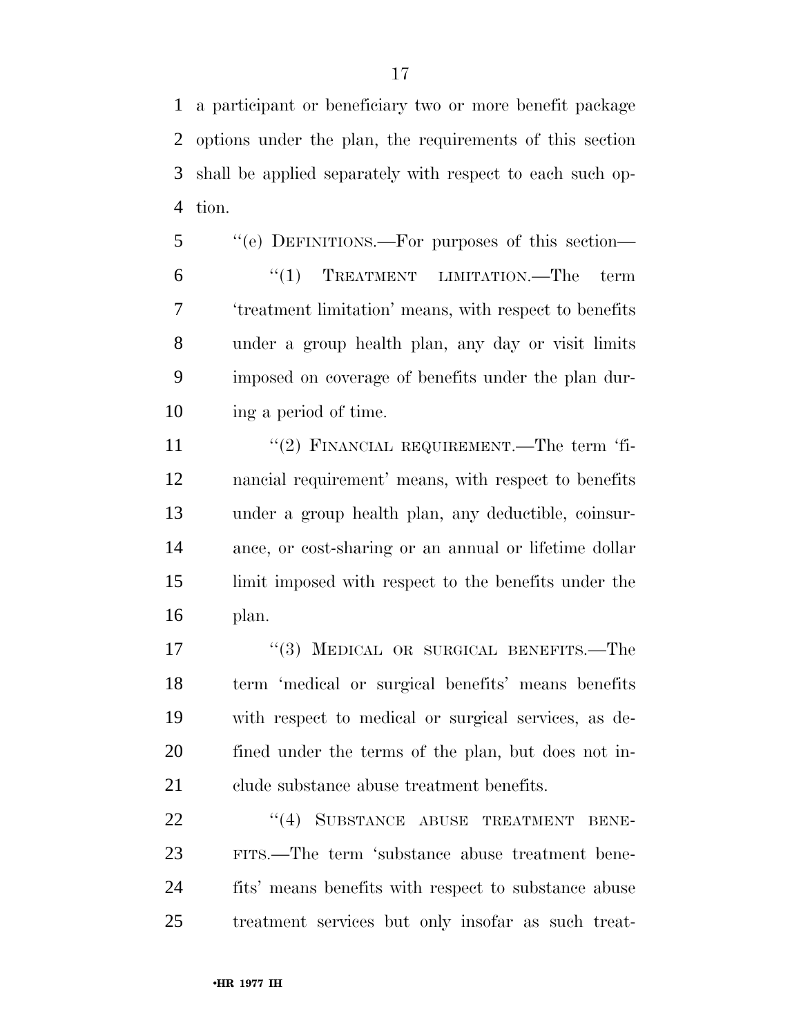a participant or beneficiary two or more benefit package options under the plan, the requirements of this section shall be applied separately with respect to each such option.

"(e) DEFINITIONS.—For purposes of this section—

"(1) TREATMENT LIMITATION.—The term 'treatment limitation' means, with respect to benefits under a group health plan, any day or visit limits imposed on coverage of benefits under the plan during a period of time.

"(2) FINANCIAL REQUIREMENT.—The term 'financial requirement' means, with respect to benefits under a group health plan, any deductible, coinsurance, or cost-sharing or an annual or lifetime dollar limit imposed with respect to the benefits under the plan.

"(3) MEDICAL OR SURGICAL BENEFITS.—The term 'medical or surgical benefits' means benefits with respect to medical or surgical services, as defined under the terms of the plan, but does not include substance abuse treatment benefits.

"(4) SUBSTANCE ABUSE TREATMENT BENEFITS.—The term 'substance abuse treatment benefits' means benefits with respect to substance abuse treatment services but only insofar as such treat-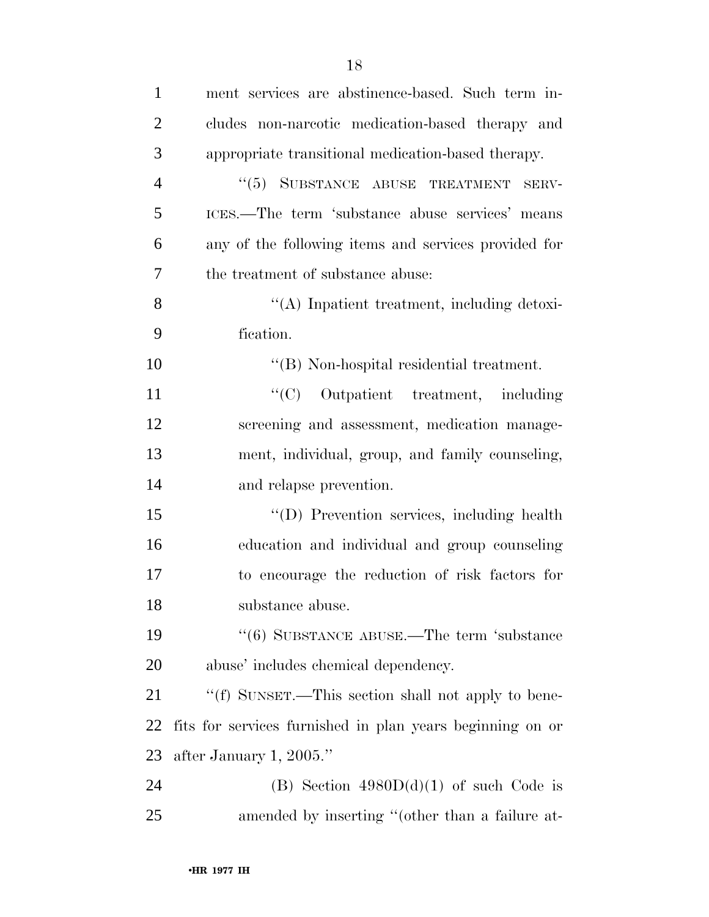ment services are abstinence-based. Such term includes non-narcotic medication-based therapy and appropriate transitional medication-based therapy.

"(5) SUBSTANCE ABUSE TREATMENT SERVICES.—The term 'substance abuse services' means any of the following items and services provided for the treatment of substance abuse:

"(A) Inpatient treatment, including detoxification.

"(B) Non-hospital residential treatment.

"(C) Outpatient treatment, including screening and assessment, medication management, individual, group, and family counseling, and relapse prevention.

"(D) Prevention services, including health education and individual and group counseling to encourage the reduction of risk factors for substance abuse.

"(6) SUBSTANCE ABUSE.—The term 'substance abuse' includes chemical dependency.

"(f) SUNSET.—This section shall not apply to benefits for services furnished in plan years beginning on or after January 1, 2005."

(B) Section 4980D(d)(1) of such Code is amended by inserting "(other than a failure at-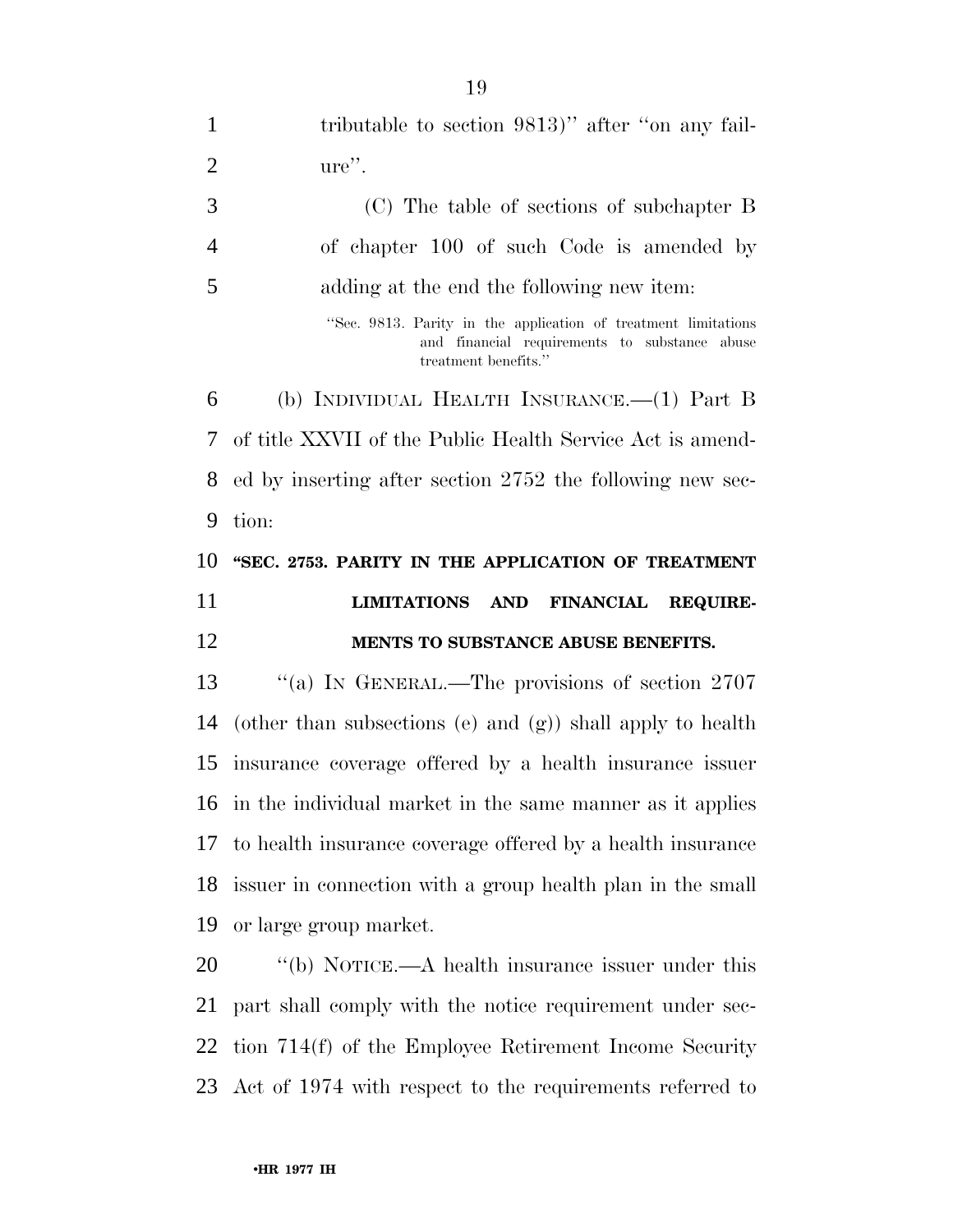tributable to section 9813)'' after ''on any failure''.

(C) The table of sections of subchapter B of chapter 100 of such Code is amended by adding at the end the following new item:

''Sec. 9813. Parity in the application of treatment limitations and financial requirements to substance abuse treatment benefits.''

(b) INDIVIDUAL HEALTH INSURANCE.—(1) Part B of title XXVII of the Public Health Service Act is amended by inserting after section 2752 the following new section:

**''SEC. 2753. PARITY IN THE APPLICATION OF TREATMENT LIMITATIONS AND FINANCIAL REQUIREMENTS TO SUBSTANCE ABUSE BENEFITS.**

''(a) IN GENERAL.—The provisions of section 2707 (other than subsections (e) and (g)) shall apply to health insurance coverage offered by a health insurance issuer in the individual market in the same manner as it applies to health insurance coverage offered by a health insurance issuer in connection with a group health plan in the small or large group market.

''(b) NOTICE.—A health insurance issuer under this part shall comply with the notice requirement under section 714(f) of the Employee Retirement Income Security Act of 1974 with respect to the requirements referred to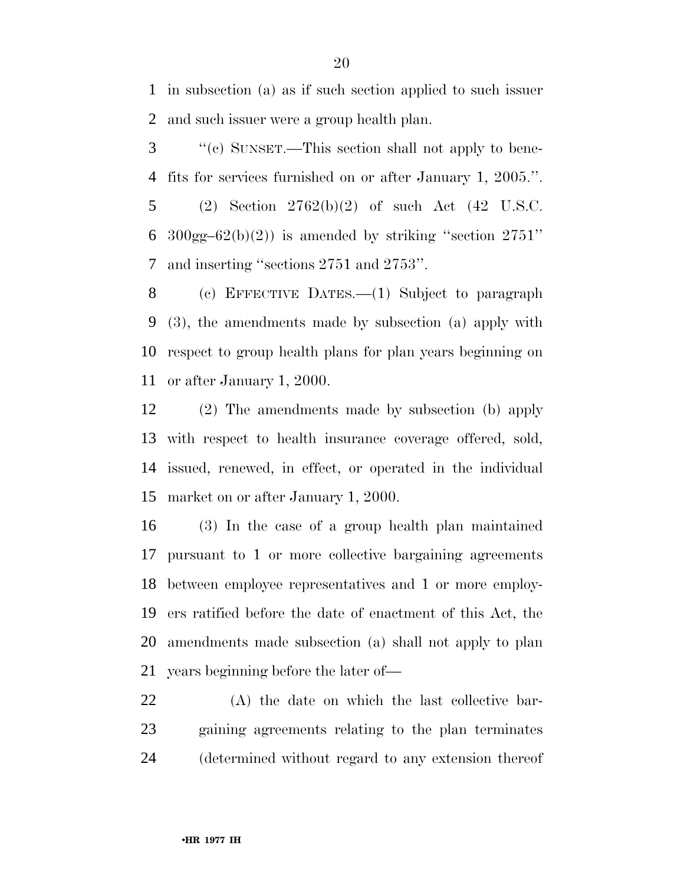in subsection (a) as if such section applied to such issuer and such issuer were a group health plan.

''(c) SUNSET.—This section shall not apply to benefits for services furnished on or after January 1, 2005.''.

(2) Section 2762(b)(2) of such Act (42 U.S.C. 300gg–62(b)(2)) is amended by striking ''section 2751'' and inserting ''sections 2751 and 2753''.

(c) EFFECTIVE DATES.—(1) Subject to paragraph (3), the amendments made by subsection (a) apply with respect to group health plans for plan years beginning on or after January 1, 2000.

(2) The amendments made by subsection (b) apply with respect to health insurance coverage offered, sold, issued, renewed, in effect, or operated in the individual market on or after January 1, 2000.

(3) In the case of a group health plan maintained pursuant to 1 or more collective bargaining agreements between employee representatives and 1 or more employers ratified before the date of enactment of this Act, the amendments made subsection (a) shall not apply to plan years beginning before the later of—

(A) the date on which the last collective bargaining agreements relating to the plan terminates (determined without regard to any extension thereof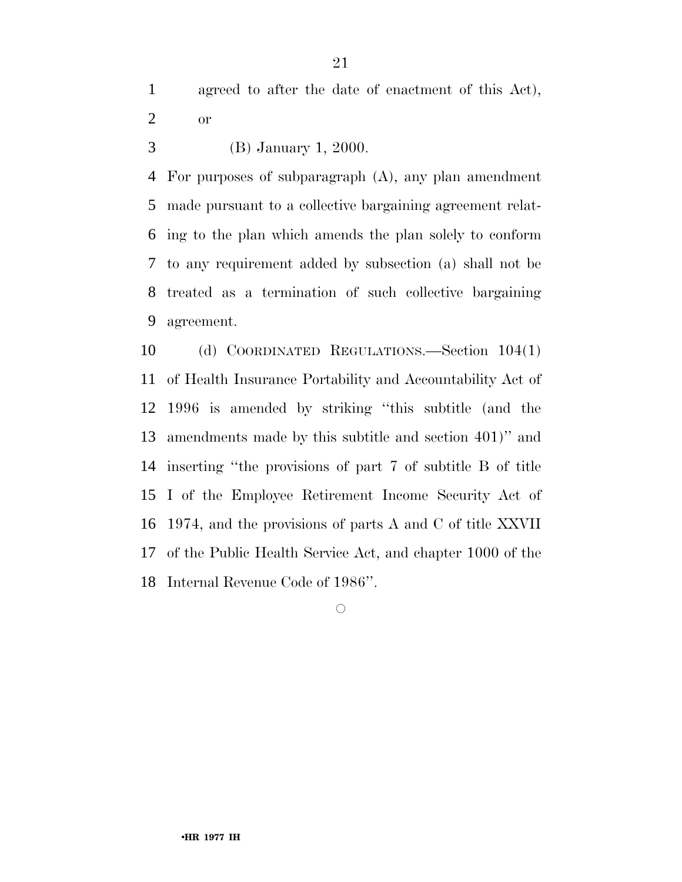agreed to after the date of enactment of this Act), or

(B) January 1, 2000.

For purposes of subparagraph (A), any plan amendment made pursuant to a collective bargaining agreement relating to the plan which amends the plan solely to conform to any requirement added by subsection (a) shall not be treated as a termination of such collective bargaining agreement.

(d) COORDINATED REGULATIONS.—Section 104(1) of Health Insurance Portability and Accountability Act of 1996 is amended by striking ''this subtitle (and the amendments made by this subtitle and section 401)'' and inserting ''the provisions of part 7 of subtitle B of title I of the Employee Retirement Income Security Act of 1974, and the provisions of parts A and C of title XXVII of the Public Health Service Act, and chapter 1000 of the Internal Revenue Code of 1986''.

○